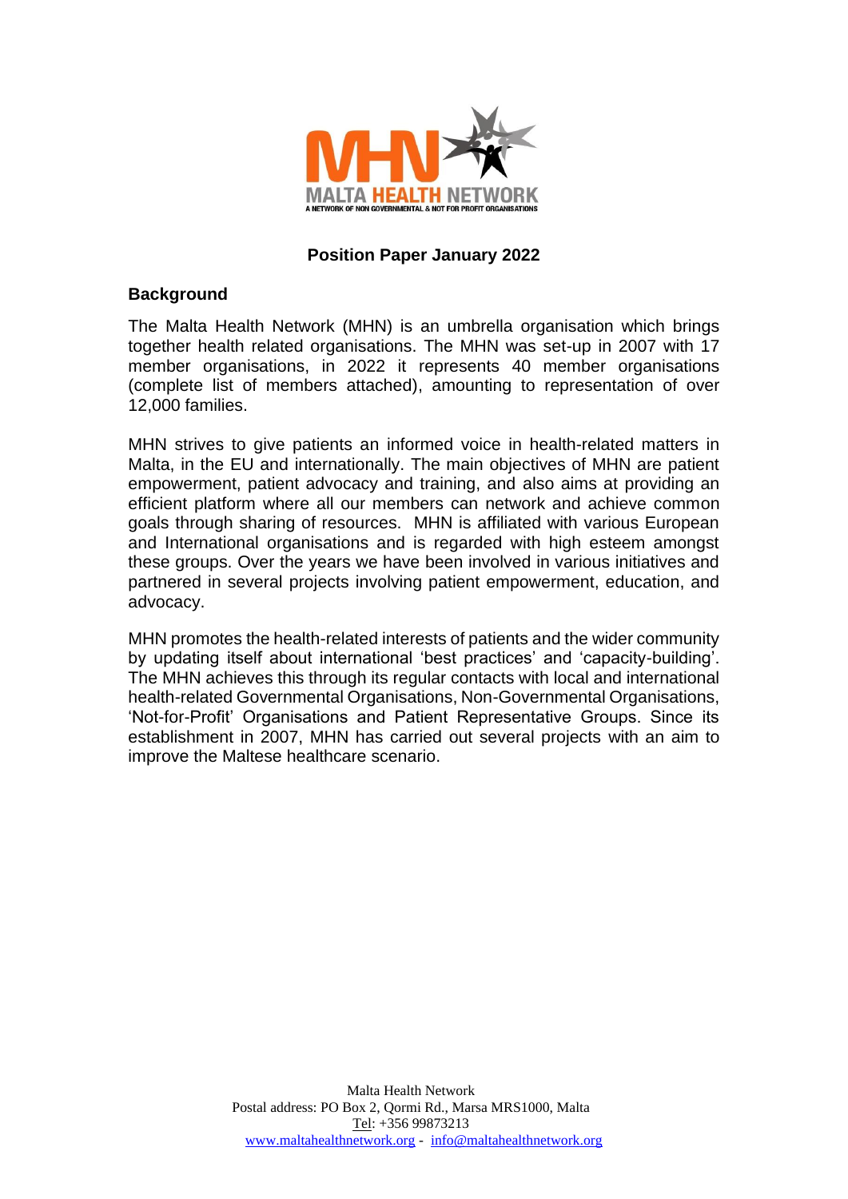**Position Paper January 2022**

## Background

The Malta Health Network (MHN) is an umbrella organisation which brings together health related organisations. The MHN was set-up in 2007 with 17 member organisations, in 2022 it represents 40 member organisations (complete list of members attached), amounting to representation of over 12,000 families.

MHN strives to give patients an informed voice in health-related matters in Malta, in the EU and internationally. The main objectives of MHN are patient empowerment, patient advocacy and training, and also aims at providing an efficient platform where all our members can network and achieve common goals through sharing of resources. MHN is affiliated with various European and International organisations and is regarded with high esteem amongst these groups. Over the years we have been involved in various initiatives and partnered in several projects involving patient empowerment, education, and advocacy.

MHN promotes the health-related interests of patients and the wider community by updating itself about international 'best practices' and 'capacity-building'. The MHN achieves this through its regular contacts with local and international health-related Governmental Organisations, Non-Governmental Organisations, 'Not-for-Profit' Organisations and Patient Representative Groups. Since its establishment in 2007, MHN has carried out several projects with an aim to improve the Maltese healthcare scenario.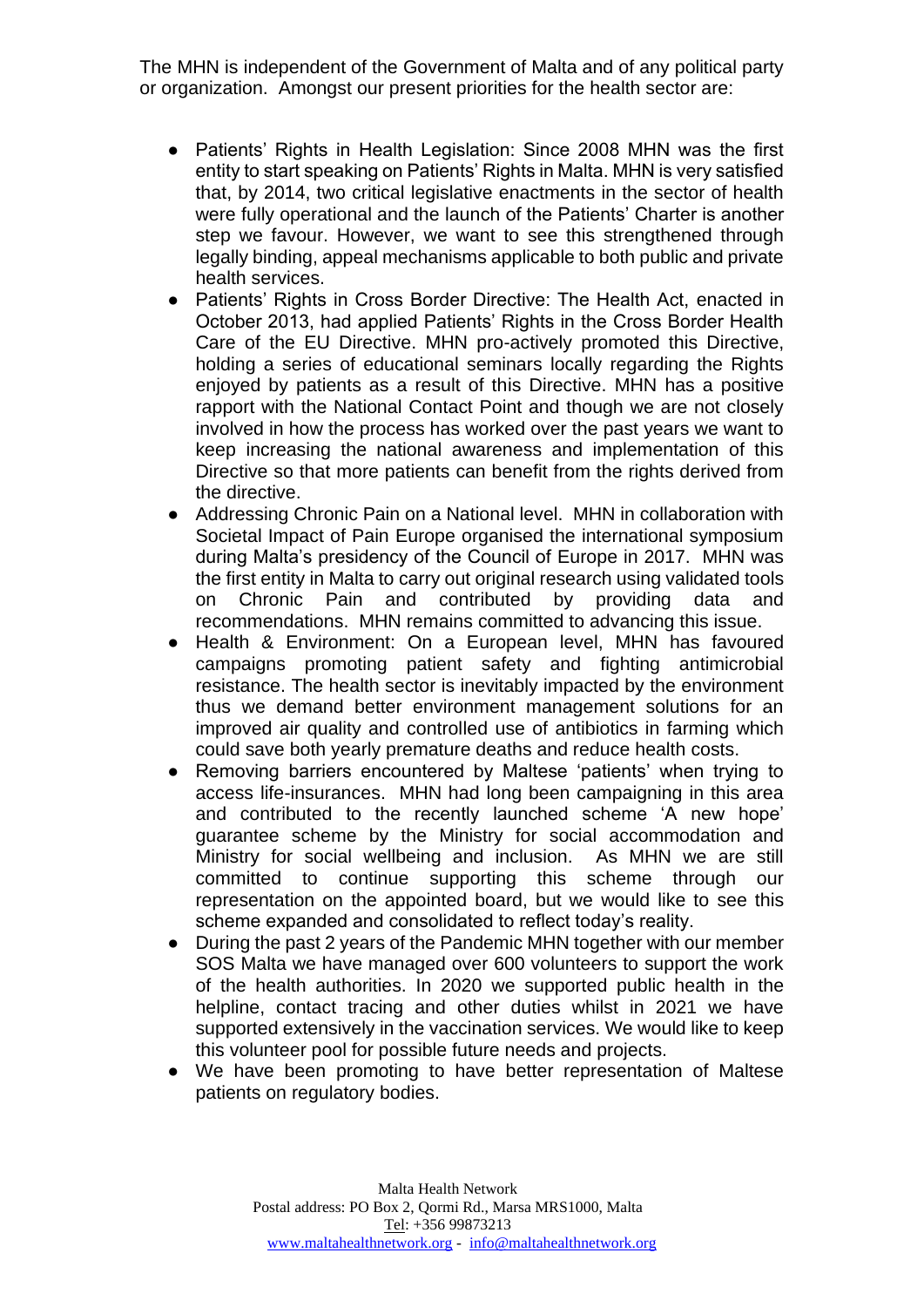The MHN is independent of the Government of Malta and of any political party or organization. Amongst our present priorities for the health sector are:

- Patients' Rights in Health Legislation: Since 2008 MHN was the first entity to start speaking on Patients' Rights in Malta. MHN is very satisfied that, by 2014, two critical legislative enactments in the sector of health were fully operational and the launch of the Patients' Charter is another step we favour. However, we want to see this strengthened through legally binding, appeal mechanisms applicable to both public and private health services.
- Patients' Rights in Cross Border Directive: The Health Act, enacted in October 2013, had applied Patients' Rights in the Cross Border Health Care of the EU Directive. MHN pro-actively promoted this Directive, holding a series of educational seminars locally regarding the Rights enjoyed by patients as a result of this Directive. MHN has a positive rapport with the National Contact Point and though we are not closely involved in how the process has worked over the past years we want to keep increasing the national awareness and implementation of this Directive so that more patients can benefit from the rights derived from the directive.
- Addressing Chronic Pain on a National level. MHN in collaboration with Societal Impact of Pain Europe organised the international symposium during Malta's presidency of the Council of Europe in 2017. MHN was the first entity in Malta to carry out original research using validated tools on Chronic Pain and contributed by providing data and recommendations. MHN remains committed to advancing this issue.
- Health & Environment: On a European level, MHN has favoured campaigns promoting patient safety and fighting antimicrobial resistance. The health sector is inevitably impacted by the environment thus we demand better environment management solutions for an improved air quality and controlled use of antibiotics in farming which could save both yearly premature deaths and reduce health costs.
- Removing barriers encountered by Maltese 'patients' when trying to access life-insurances. MHN had long been campaigning in this area and contributed to the recently launched scheme 'A new hope' guarantee scheme by the Ministry for social accommodation and Ministry for social wellbeing and inclusion. As MHN we are still committed to continue supporting this scheme through our representation on the appointed board, but we would like to see this scheme expanded and consolidated to reflect today's reality.
- During the past 2 years of the Pandemic MHN together with our member SOS Malta we have managed over 600 volunteers to support the work of the health authorities. In 2020 we supported public health in the helpline, contact tracing and other duties whilst in 2021 we have supported extensively in the vaccination services. We would like to keep this volunteer pool for possible future needs and projects.
- We have been promoting to have better representation of Maltese patients on regulatory bodies.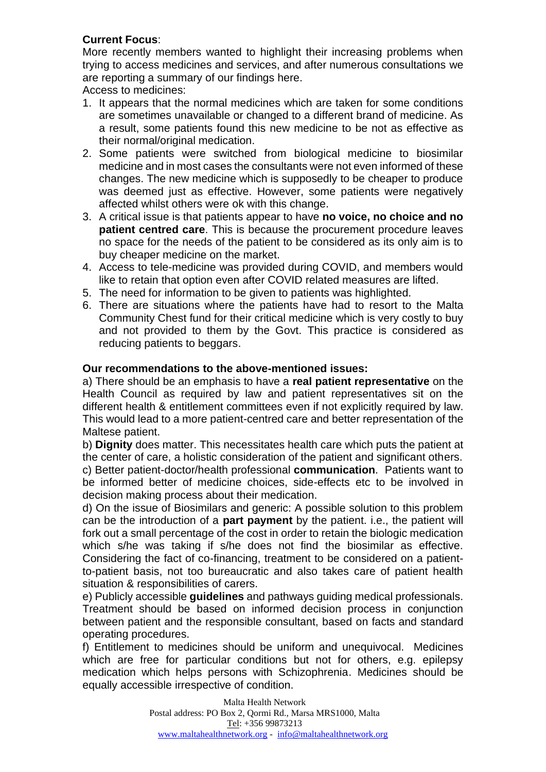**Current Focus**:

More recently members wanted to highlight their increasing problems when trying to access medicines and services, and after numerous consultations we are reporting a summary of our findings here.

Access to medicines:

1. It appears that the normal medicines which are taken for some conditions are sometimes unavailable or changed to a different brand of medicine. As a result, some patients found this new medicine to be not as effective as their normal/original medication.
2. Some patients were switched from biological medicine to biosimilar medicine and in most cases the consultants were not even informed of these changes. The new medicine which is supposedly to be cheaper to produce was deemed just as effective. However, some patients were negatively affected whilst others were ok with this change.
3. A critical issue is that patients appear to have **no voice, no choice and no patient centred care**. This is because the procurement procedure leaves no space for the needs of the patient to be considered as its only aim is to buy cheaper medicine on the market.
4. Access to tele-medicine was provided during COVID, and members would like to retain that option even after COVID related measures are lifted.
5. The need for information to be given to patients was highlighted.
6. There are situations where the patients have had to resort to the Malta Community Chest fund for their critical medicine which is very costly to buy and not provided to them by the Govt. This practice is considered as reducing patients to beggars.

**Our recommendations to the above-mentioned issues:**

a) There should be an emphasis to have a **real patient representative** on the Health Council as required by law and patient representatives sit on the different health & entitlement committees even if not explicitly required by law. This would lead to a more patient-centred care and better representation of the Maltese patient.

b) **Dignity** does matter. This necessitates health care which puts the patient at the center of care, a holistic consideration of the patient and significant others.

c) Better patient-doctor/health professional **communication**. Patients want to be informed better of medicine choices, side-effects etc to be involved in decision making process about their medication.

d) On the issue of Biosimilars and generic: A possible solution to this problem can be the introduction of a **part payment** by the patient. i.e., the patient will fork out a small percentage of the cost in order to retain the biologic medication which s/he was taking if s/he does not find the biosimilar as effective. Considering the fact of co-financing, treatment to be considered on a patient-to-patient basis, not too bureaucratic and also takes care of patient health situation & responsibilities of carers.

e) Publicly accessible **guidelines** and pathways guiding medical professionals. Treatment should be based on informed decision process in conjunction between patient and the responsible consultant, based on facts and standard operating procedures.

f) Entitlement to medicines should be uniform and unequivocal. Medicines which are free for particular conditions but not for others, e.g. epilepsy medication which helps persons with Schizophrenia. Medicines should be equally accessible irrespective of condition.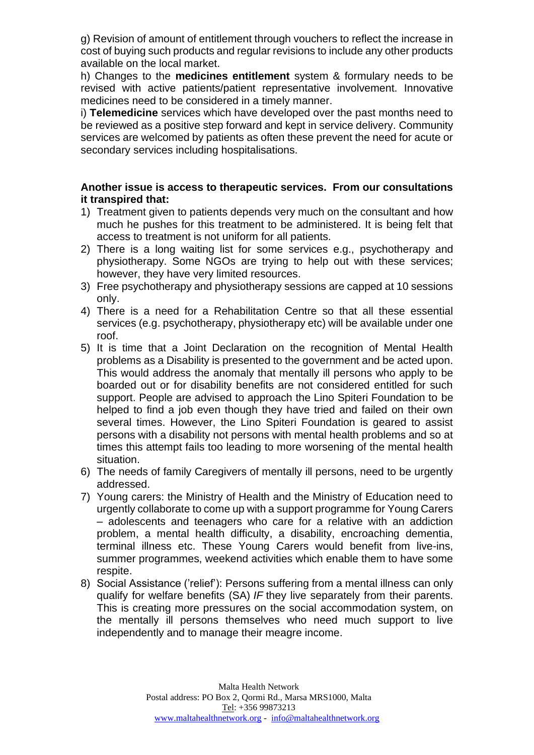g) Revision of amount of entitlement through vouchers to reflect the increase in cost of buying such products and regular revisions to include any other products available on the local market.

h) Changes to the **medicines entitlement** system & formulary needs to be revised with active patients/patient representative involvement. Innovative medicines need to be considered in a timely manner.

i) **Telemedicine** services which have developed over the past months need to be reviewed as a positive step forward and kept in service delivery. Community services are welcomed by patients as often these prevent the need for acute or secondary services including hospitalisations.

**Another issue is access to therapeutic services. From our consultations it transpired that:**

1) Treatment given to patients depends very much on the consultant and how much he pushes for this treatment to be administered. It is being felt that access to treatment is not uniform for all patients.
2) There is a long waiting list for some services e.g., psychotherapy and physiotherapy. Some NGOs are trying to help out with these services; however, they have very limited resources.
3) Free psychotherapy and physiotherapy sessions are capped at 10 sessions only.
4) There is a need for a Rehabilitation Centre so that all these essential services (e.g. psychotherapy, physiotherapy etc) will be available under one roof.
5) It is time that a Joint Declaration on the recognition of Mental Health problems as a Disability is presented to the government and be acted upon. This would address the anomaly that mentally ill persons who apply to be boarded out or for disability benefits are not considered entitled for such support. People are advised to approach the Lino Spiteri Foundation to be helped to find a job even though they have tried and failed on their own several times. However, the Lino Spiteri Foundation is geared to assist persons with a disability not persons with mental health problems and so at times this attempt fails too leading to more worsening of the mental health situation.
6) The needs of family Caregivers of mentally ill persons, need to be urgently addressed.
7) Young carers: the Ministry of Health and the Ministry of Education need to urgently collaborate to come up with a support programme for Young Carers – adolescents and teenagers who care for a relative with an addiction problem, a mental health difficulty, a disability, encroaching dementia, terminal illness etc. These Young Carers would benefit from live-ins, summer programmes, weekend activities which enable them to have some respite.
8) Social Assistance ('relief'): Persons suffering from a mental illness can only qualify for welfare benefits (SA) *IF* they live separately from their parents. This is creating more pressures on the social accommodation system, on the mentally ill persons themselves who need much support to live independently and to manage their meagre income.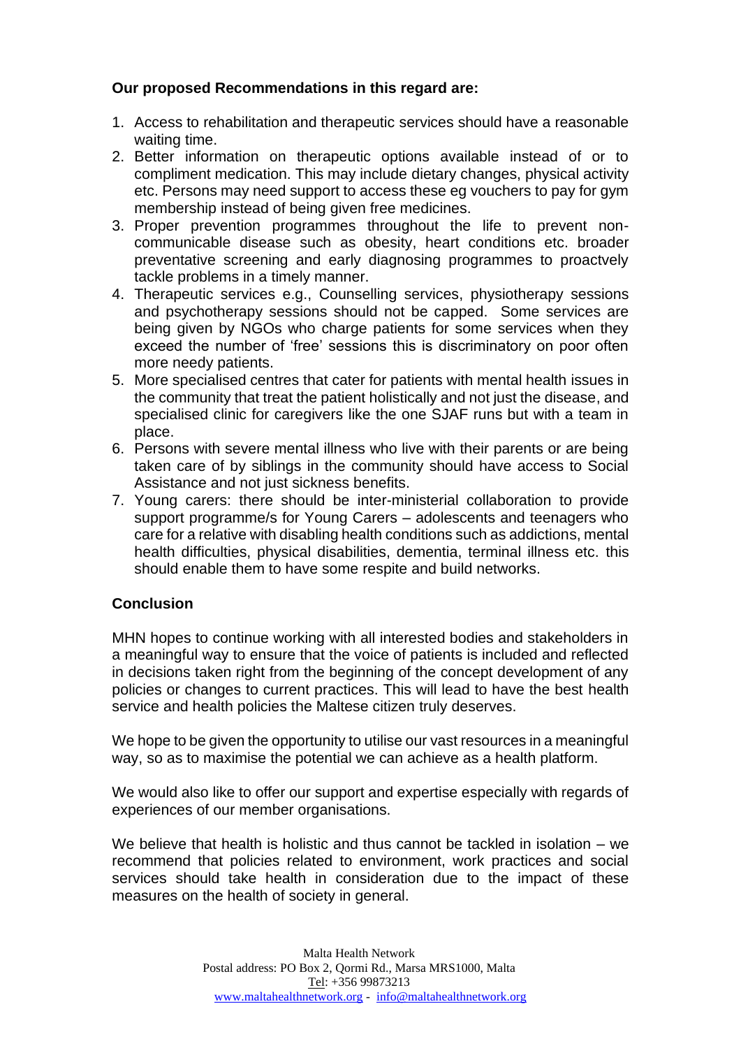**Our proposed Recommendations in this regard are:**

1. Access to rehabilitation and therapeutic services should have a reasonable waiting time.
2. Better information on therapeutic options available instead of or to compliment medication. This may include dietary changes, physical activity etc. Persons may need support to access these eg vouchers to pay for gym membership instead of being given free medicines.
3. Proper prevention programmes throughout the life to prevent non-communicable disease such as obesity, heart conditions etc. broader preventative screening and early diagnosing programmes to proactvely tackle problems in a timely manner.
4. Therapeutic services e.g., Counselling services, physiotherapy sessions and psychotherapy sessions should not be capped. Some services are being given by NGOs who charge patients for some services when they exceed the number of 'free' sessions this is discriminatory on poor often more needy patients.
5. More specialised centres that cater for patients with mental health issues in the community that treat the patient holistically and not just the disease, and specialised clinic for caregivers like the one SJAF runs but with a team in place.
6. Persons with severe mental illness who live with their parents or are being taken care of by siblings in the community should have access to Social Assistance and not just sickness benefits.
7. Young carers: there should be inter-ministerial collaboration to provide support programme/s for Young Carers – adolescents and teenagers who care for a relative with disabling health conditions such as addictions, mental health difficulties, physical disabilities, dementia, terminal illness etc. this should enable them to have some respite and build networks.

## Conclusion

MHN hopes to continue working with all interested bodies and stakeholders in a meaningful way to ensure that the voice of patients is included and reflected in decisions taken right from the beginning of the concept development of any policies or changes to current practices. This will lead to have the best health service and health policies the Maltese citizen truly deserves.

We hope to be given the opportunity to utilise our vast resources in a meaningful way, so as to maximise the potential we can achieve as a health platform.

We would also like to offer our support and expertise especially with regards of experiences of our member organisations.

We believe that health is holistic and thus cannot be tackled in isolation – we recommend that policies related to environment, work practices and social services should take health in consideration due to the impact of these measures on the health of society in general.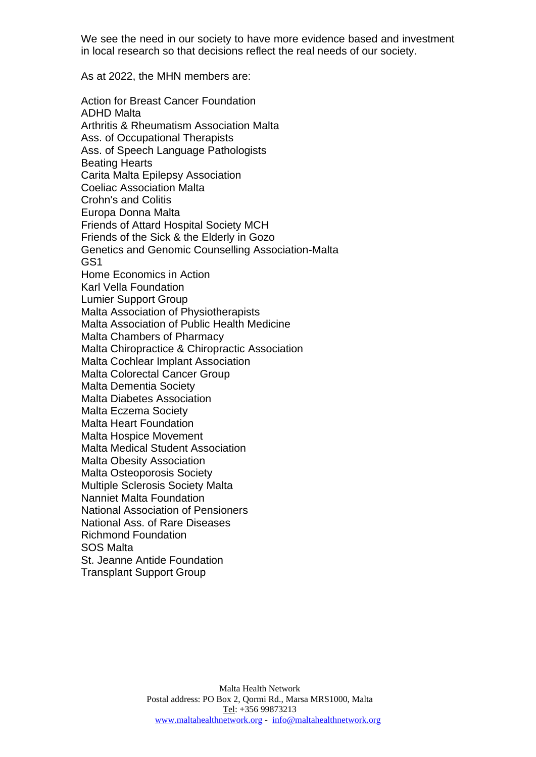We see the need in our society to have more evidence based and investment in local research so that decisions reflect the real needs of our society.

As at 2022, the MHN members are:

Action for Breast Cancer Foundation
ADHD Malta
Arthritis & Rheumatism Association Malta
Ass. of Occupational Therapists
Ass. of Speech Language Pathologists
Beating Hearts
Carita Malta Epilepsy Association
Coeliac Association Malta
Crohn's and Colitis
Europa Donna Malta
Friends of Attard Hospital Society MCH
Friends of the Sick & the Elderly in Gozo
Genetics and Genomic Counselling Association-Malta
GS1
Home Economics in Action
Karl Vella Foundation
Lumier Support Group
Malta Association of Physiotherapists
Malta Association of Public Health Medicine
Malta Chambers of Pharmacy
Malta Chiropractice & Chiropractic Association
Malta Cochlear Implant Association
Malta Colorectal Cancer Group
Malta Dementia Society
Malta Diabetes Association
Malta Eczema Society
Malta Heart Foundation
Malta Hospice Movement
Malta Medical Student Association
Malta Obesity Association
Malta Osteoporosis Society
Multiple Sclerosis Society Malta
Nanniet Malta Foundation
National Association of Pensioners
National Ass. of Rare Diseases
Richmond Foundation
SOS Malta
St. Jeanne Antide Foundation
Transplant Support Group

Malta Health Network
Postal address: PO Box 2, Qormi Rd., Marsa MRS1000, Malta
Tel: +356 99873213
www.maltahealthnetwork.org - info@maltahealthnetwork.org